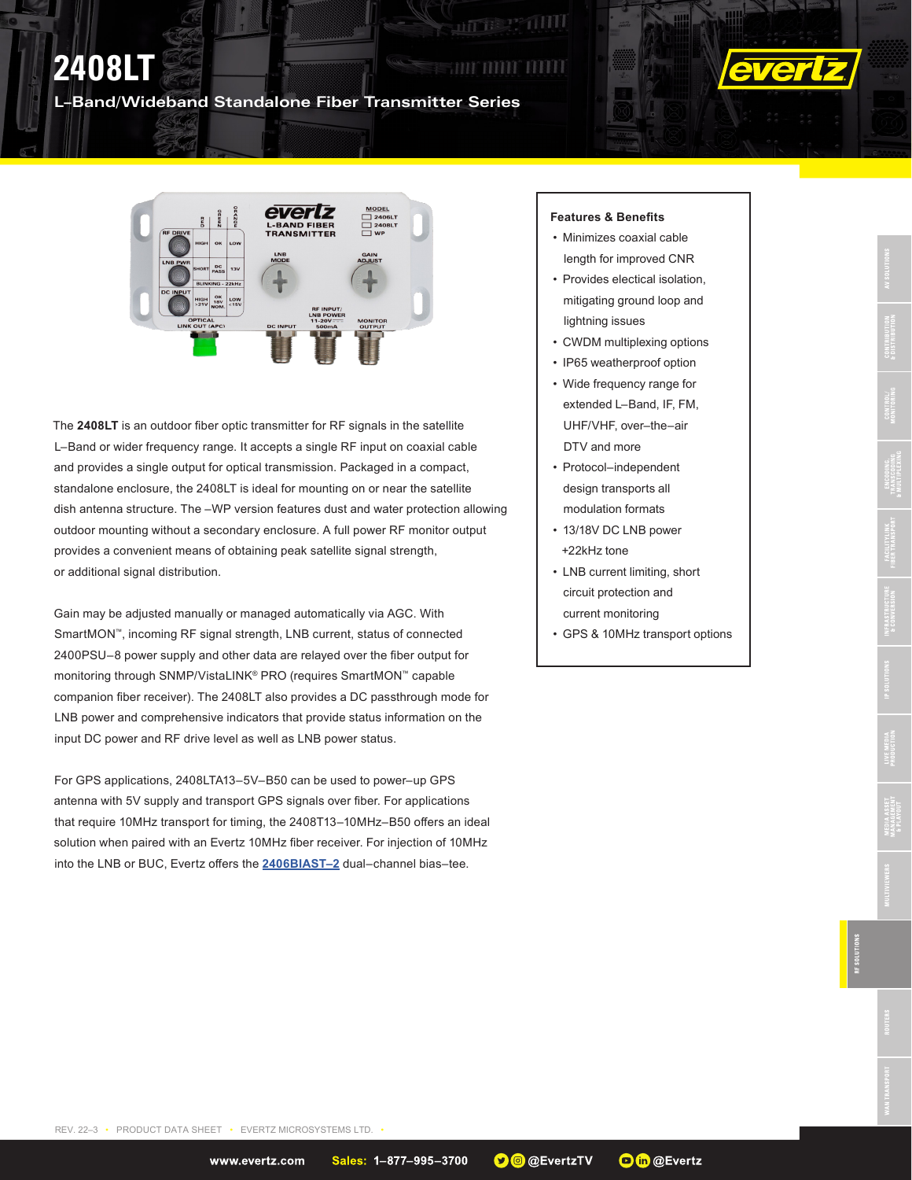# 2408LT

## L–Band/Wideband Standalone Fiber Transmitter Series

The **2408LT** is an outdoor fiber optic transmitter for RF signals in the satellite L–Band or wider frequency range. It accepts a single RF input on coaxial cable and provides a single output for optical transmission. Packaged in a compact, standalone enclosure, the 2408LT is ideal for mounting on or near the satellite dish antenna structure. The –WP version features dust and water protection allowing outdoor mounting without a secondary enclosure. A full power RF monitor output provides a convenient means of obtaining peak satellite signal strength, or additional signal distribution.

Gain may be adjusted manually or managed automatically via AGC. With SmartMON™, incoming RF signal strength, LNB current, status of connected 2400PSU–8 power supply and other data are relayed over the fiber output for monitoring through SNMP/VistaLINK® PRO (requires SmartMON™ capable companion fiber receiver). The 2408LT also provides a DC passthrough mode for LNB power and comprehensive indicators that provide status information on the input DC power and RF drive level as well as LNB power status.

For GPS applications, 2408LTA13–5V–B50 can be used to power–up GPS antenna with 5V supply and transport GPS signals over fiber. For applications that require 10MHz transport for timing, the 2408T13–10MHz–B50 offers an ideal solution when paired with an Evertz 10MHz fiber receiver. For injection of 10MHz into the LNB or BUC, Evertz offers the **2406BIAST–2** dual–channel bias–tee.

### Features & Benefits

- Minimizes coaxial cable length for improved CNR
- Provides electical isolation, mitigating ground loop and lightning issues
- CWDM multiplexing options
- IP65 weatherproof option
- Wide frequency range for extended L–Band, IF, FM, UHF/VHF, over–the–air DTV and more
- Protocol–independent design transports all modulation formats
- 13/18V DC LNB power +22kHz tone
- LNB current limiting, short circuit protection and current monitoring
- GPS & 10MHz transport options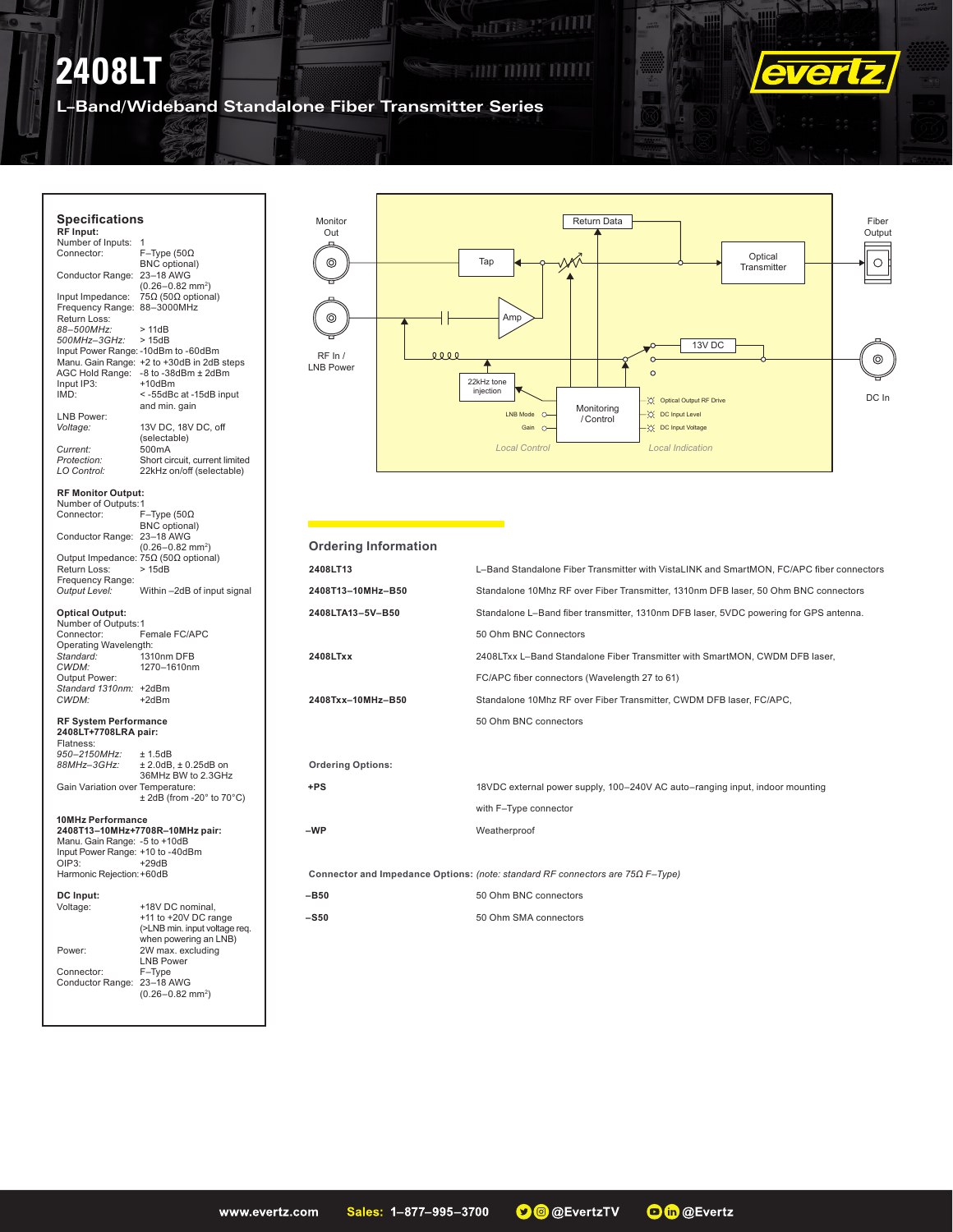# 2408LT

## L–Band/Wideband Standalone Fiber Transmitter Series

## Specifications

**RF Input:**

Number of Inputs: 1
Connector: F–Type (50Ω BNC optional)
Conductor Range: 23–18 AWG (0.26–0.82 mm$^2$)
Input Impedance: 75Ω (50Ω optional)
Frequency Range: 88–3000MHz
Return Loss:
*88–500MHz:* > 11dB
*500MHz–3GHz:* > 15dB
Input Power Range: -10dBm to -60dBm
Manu. Gain Range: +2 to +30dB in 2dB steps
AGC Hold Range: -8 to -38dBm ± 2dBm
Input IP3: +10dBm
IMD: < -55dBc at -15dB input and min. gain

LNB Power:
*Voltage:* 13V DC, 18V DC, off (selectable)
*Current:* 500mA
*Protection:* Short circuit, current limited
*LO Control:* 22kHz on/off (selectable)

**RF Monitor Output:**

Number of Outputs: 1
Connector: F–Type (50Ω BNC optional)
Conductor Range: 23–18 AWG (0.26–0.82 mm$^2$)
Output Impedance: 75Ω (50Ω optional)
Return Loss: > 15dB
Frequency Range:
*Output Level:* Within –2dB of input signal

**Optical Output:**

Number of Outputs: 1
Connector: Female FC/APC
Operating Wavelength:
*Standard:* 1310nm DFB
*CWDM:* 1270–1610nm
Output Power:
*Standard 1310nm:* +2dBm
*CWDM:* +2dBm

**RF System Performance 2408LT+7708LRA pair:**

Flatness:
*950–2150MHz:* ± 1.5dB
*88MHz–3GHz:* ± 2.0dB, ± 0.25dB on 36MHz BW to 2.3GHz
Gain Variation over Temperature: ± 2dB (from -20° to 70°C)

**10MHz Performance 2408T13–10MHz+7708R–10MHz pair:**

Manu. Gain Range: -5 to +10dB
Input Power Range: +10 to -40dBm
OIP3: +29dB
Harmonic Rejection: +60dB

**DC Input:**

Voltage: +18V DC nominal, +11 to +20V DC range (>LNB min. input voltage req. when powering an LNB)
Power: 2W max. excluding LNB Power
Connector: F–Type
Conductor Range: 23–18 AWG (0.26–0.82 mm$^2$)

Monitor Out — Return Data — Fiber Output — Tap — Optical Transmitter — Amp — RF In / LNB Power — 13V DC — 22kHz tone injection — DC In — Monitoring / Control — LNB Mode — Gain — Optical Output RF Drive — DC Input Level — DC Input Voltage — Local Control — Local Indication

## Ordering Information

| | |
|---|---|
| **2408LT13** | L–Band Standalone Fiber Transmitter with VistaLINK and SmartMON, FC/APC fiber connectors |
| **2408T13–10MHz–B50** | Standalone 10Mhz RF over Fiber Transmitter, 1310nm DFB laser, 50 Ohm BNC connectors |
| **2408LTA13–5V–B50** | Standalone L–Band fiber transmitter, 1310nm DFB laser, 5VDC powering for GPS antenna. 50 Ohm BNC Connectors |
| **2408LTxx** | 2408LTxx L–Band Standalone Fiber Transmitter with SmartMON, CWDM DFB laser, FC/APC fiber connectors (Wavelength 27 to 61) |
| **2408Txx–10MHz–B50** | Standalone 10Mhz RF over Fiber Transmitter, CWDM DFB laser, FC/APC, 50 Ohm BNC connectors |

**Ordering Options:**

| | |
|---|---|
| **+PS** | 18VDC external power supply, 100–240V AC auto–ranging input, indoor mounting with F–Type connector |
| **–WP** | Weatherproof |

**Connector and Impedance Options:** *(note: standard RF connectors are 75Ω F–Type)*

| | |
|---|---|
| **–B50** | 50 Ohm BNC connectors |
| **–S50** | 50 Ohm SMA connectors |

www.evertz.com   Sales: 1–877–995–3700   @EvertzTV   @Evertz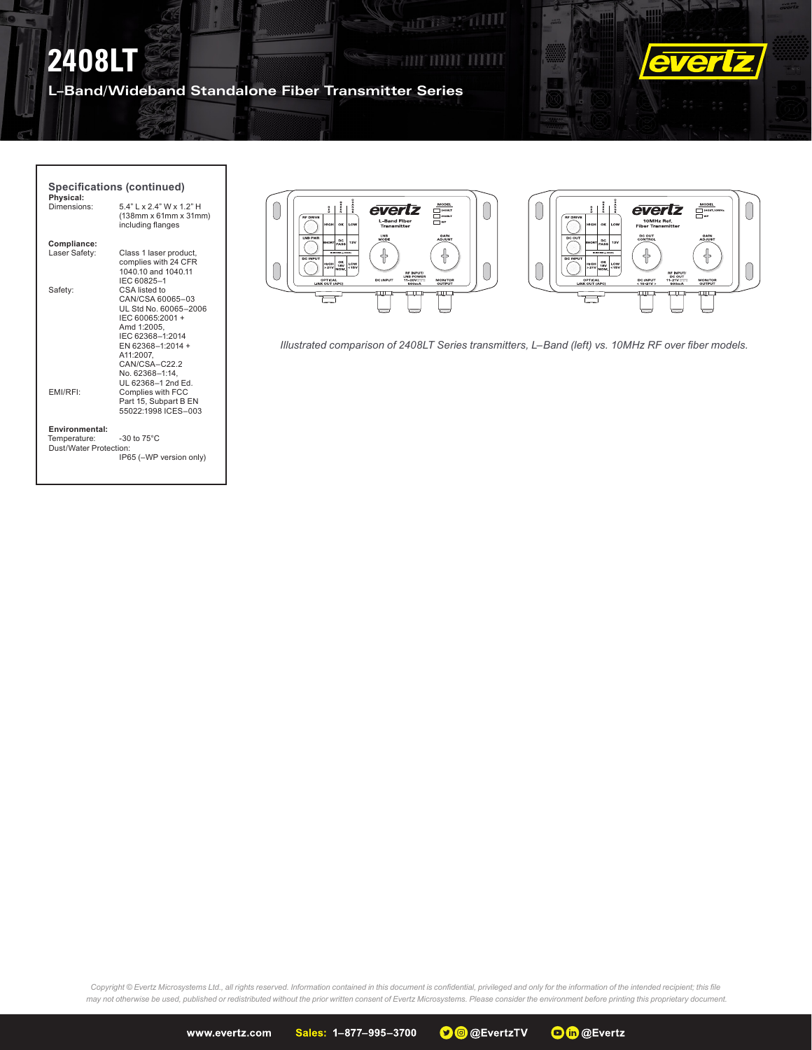# 2408LT

**L–Band/Wideband Standalone Fiber Transmitter Series**

## Specifications (continued)

**Physical:**

| | |
|---|---|
| Dimensions: | 5.4" L x 2.4" W x 1.2" H (138mm x 61mm x 31mm) including flanges |

**Compliance:**

| | |
|---|---|
| Laser Safety: | Class 1 laser product, complies with 24 CFR 1040.10 and 1040.11 IEC 60825–1 |
| Safety: | CSA listed to CAN/CSA 60065–03 UL Std No. 60065–2006 IEC 60065:2001 + Amd 1:2005, IEC 62368–1:2014 EN 62368–1:2014 + A11:2007, CAN/CSA–C22.2 No. 62368–1:14, UL 62368–1 2nd Ed. |
| EMI/RFI: | Complies with FCC Part 15, Subpart B EN 55022:1998 ICES–003 |

**Environmental:**

| | |
|---|---|
| Temperature: | -30 to 75°C |
| Dust/Water Protection: | IP65 (–WP version only) |

*Illustrated comparison of 2408LT Series transmitters, L–Band (left) vs. 10MHz RF over fiber models.*

*Copyright © Evertz Microsystems Ltd., all rights reserved. Information contained in this document is confidential, privileged and only for the information of the intended recipient; this file may not otherwise be used, published or redistributed without the prior written consent of Evertz Microsystems. Please consider the environment before printing this proprietary document.*

www.evertz.com Sales: 1–877–995–3700 @EvertzTV @Evertz